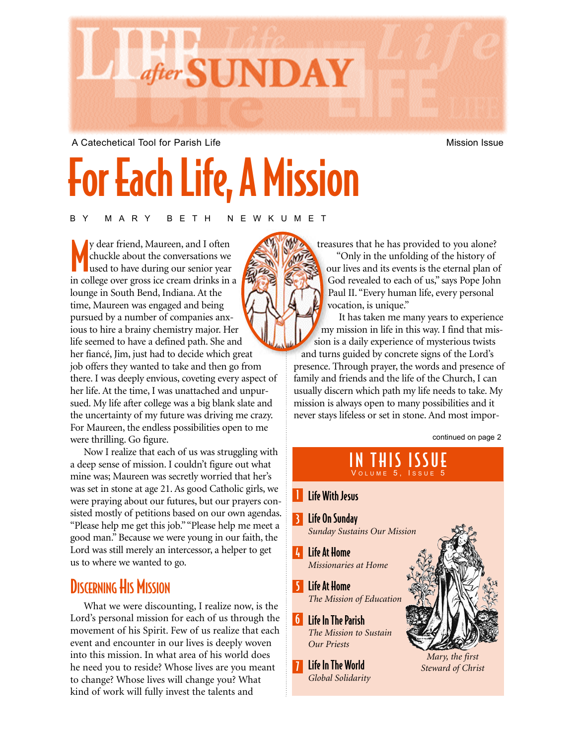# LIFE after SUNDAY

A Catechetical Tool for Parish Life

Mission Issue

# For Each Life, A Mission

BY MARY BETH NEWKUMET

My dear friend, Maureen, and I often chuckle about the conversations we used to have during our senior year in college over gross ice cream drinks in a lounge in South Bend, Indiana. At the time, Maureen was engaged and being pursued by a number of companies anxious to hire a brainy chemistry major. Her life seemed to have a defined path. She and her fiancé, Jim, just had to decide which great job offers they wanted to take and then go from there. I was deeply envious, coveting every aspect of her life. At the time, I was unattached and unpursued. My life after college was a big blank slate and the uncertainty of my future was driving me crazy. For Maureen, the endless possibilities open to me were thrilling. Go figure.

Now I realize that each of us was struggling with a deep sense of mission. I couldn't figure out what mine was; Maureen was secretly worried that her's was set in stone at age 21. As good Catholic girls, we were praying about our futures, but our prayers consisted mostly of petitions based on our own agendas. "Please help me get this job." "Please help me meet a good man." Because we were young in our faith, the Lord was still merely an intercessor, a helper to get us to where we wanted to go.

## Discerning His Mission

What we were discounting, I realize now, is the Lord's personal mission for each of us through the movement of his Spirit. Few of us realize that each event and encounter in our lives is deeply woven into this mission. In what area of his world does he need you to reside? Whose lives are you meant to change? Whose lives will change you? What kind of work will fully invest the talents and treasures that he has provided to you alone?

"Only in the unfolding of the history of our lives and its events is the eternal plan of God revealed to each of us," says Pope John Paul II. "Every human life, every personal vocation, is unique."

It has taken me many years to experience my mission in life in this way. I find that mission is a daily experience of mysterious twists and turns guided by concrete signs of the Lord's presence. Through prayer, the words and presence of family and friends and the life of the Church, I can usually discern which path my life needs to take. My mission is always open to many possibilities and it never stays lifeless or set in stone. And most impor-

continued on page 2

## IN THIS ISSUE

Volume 5, Issue 5

- **1** Life With Jesus
- **3** Life On Sunday — *Sunday Sustains Our Mission*
- **4** Life At Home — *Missionaries at Home*
- **5** Life At Home — *The Mission of Education*
- **6** Life In The Parish — *The Mission to Sustain Our Priests*
- **7** Life In The World — *Global Solidarity*

*Mary, the first Steward of Christ*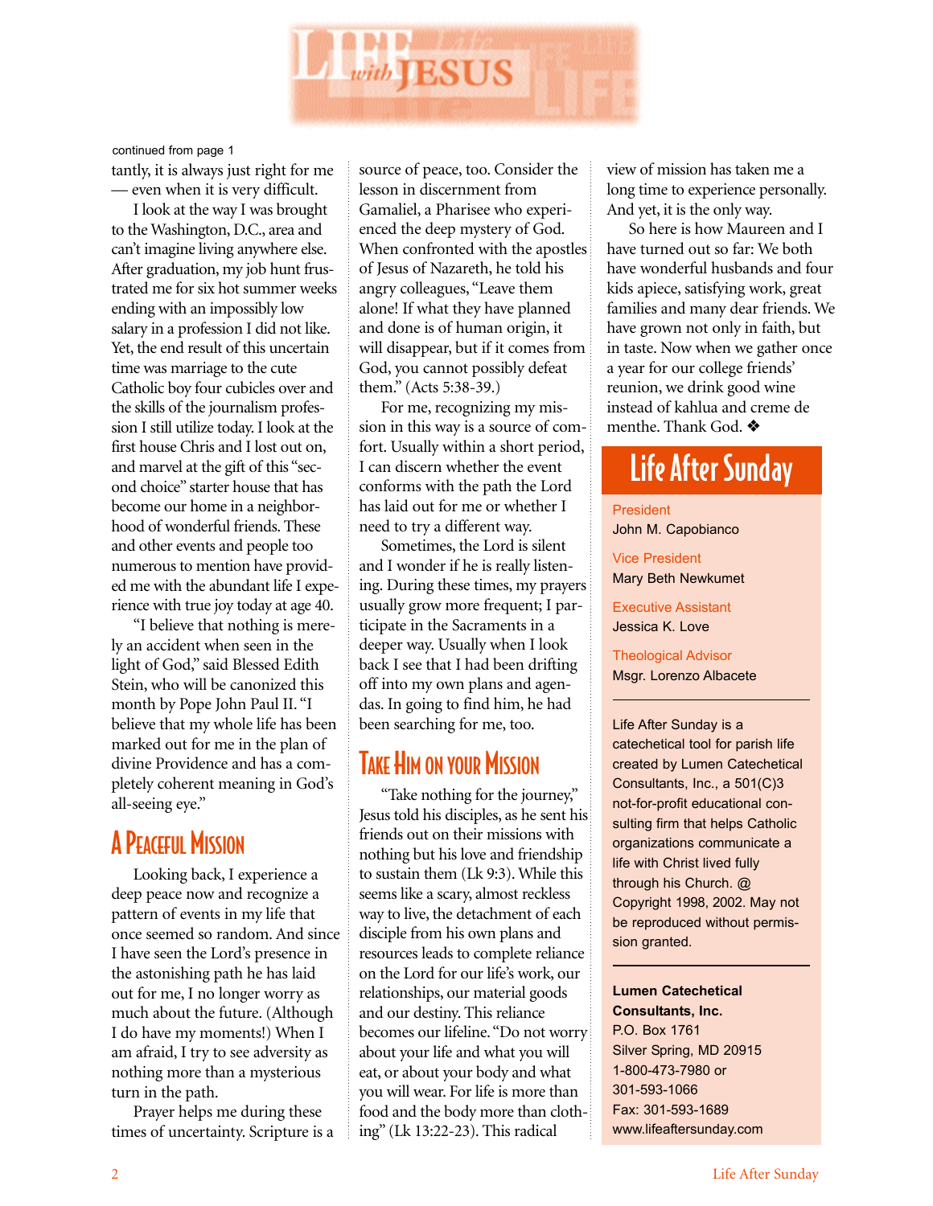# Life with JESUS

continued from page 1

tantly, it is always just right for me — even when it is very difficult.

I look at the way I was brought to the Washington, D.C., area and can't imagine living anywhere else. After graduation, my job hunt frustrated me for six hot summer weeks ending with an impossibly low salary in a profession I did not like. Yet, the end result of this uncertain time was marriage to the cute Catholic boy four cubicles over and the skills of the journalism profession I still utilize today. I look at the first house Chris and I lost out on, and marvel at the gift of this "second choice" starter house that has become our home in a neighborhood of wonderful friends. These and other events and people too numerous to mention have provided me with the abundant life I experience with true joy today at age 40.

"I believe that nothing is merely an accident when seen in the light of God," said Blessed Edith Stein, who will be canonized this month by Pope John Paul II. "I believe that my whole life has been marked out for me in the plan of divine Providence and has a completely coherent meaning in God's all-seeing eye."

## A Peaceful Mission

Looking back, I experience a deep peace now and recognize a pattern of events in my life that once seemed so random. And since I have seen the Lord's presence in the astonishing path he has laid out for me, I no longer worry as much about the future. (Although I do have my moments!) When I am afraid, I try to see adversity as nothing more than a mysterious turn in the path.

Prayer helps me during these times of uncertainty. Scripture is a source of peace, too. Consider the lesson in discernment from Gamaliel, a Pharisee who experienced the deep mystery of God. When confronted with the apostles of Jesus of Nazareth, he told his angry colleagues, "Leave them alone! If what they have planned and done is of human origin, it will disappear, but if it comes from God, you cannot possibly defeat them." (Acts 5:38-39.)

For me, recognizing my mission in this way is a source of comfort. Usually within a short period, I can discern whether the event conforms with the path the Lord has laid out for me or whether I need to try a different way.

Sometimes, the Lord is silent and I wonder if he is really listening. During these times, my prayers usually grow more frequent; I participate in the Sacraments in a deeper way. Usually when I look back I see that I had been drifting off into my own plans and agendas. In going to find him, he had been searching for me, too.

## Take Him on Your Mission

"Take nothing for the journey," Jesus told his disciples, as he sent his friends out on their missions with nothing but his love and friendship to sustain them (Lk 9:3). While this seems like a scary, almost reckless way to live, the detachment of each disciple from his own plans and resources leads to complete reliance on the Lord for our life's work, our relationships, our material goods and our destiny. This reliance becomes our lifeline. "Do not worry about your life and what you will eat, or about your body and what you will wear. For life is more than food and the body more than clothing" (Lk 13:22-23). This radical view of mission has taken me a long time to experience personally. And yet, it is the only way.

So here is how Maureen and I have turned out so far: We both have wonderful husbands and four kids apiece, satisfying work, great families and many dear friends. We have grown not only in faith, but in taste. Now when we gather once a year for our college friends' reunion, we drink good wine instead of kahlua and creme de menthe. Thank God. ❖

## Life After Sunday

President
John M. Capobianco

Vice President
Mary Beth Newkumet

Executive Assistant
Jessica K. Love

Theological Advisor
Msgr. Lorenzo Albacete

Life After Sunday is a catechetical tool for parish life created by Lumen Catechetical Consultants, Inc., a 501(C)3 not-for-profit educational consulting firm that helps Catholic organizations communicate a life with Christ lived fully through his Church. @ Copyright 1998, 2002. May not be reproduced without permission granted.

**Lumen Catechetical Consultants, Inc.**
P.O. Box 1761
Silver Spring, MD 20915
1-800-473-7980 or
301-593-1066
Fax: 301-593-1689
www.lifeaftersunday.com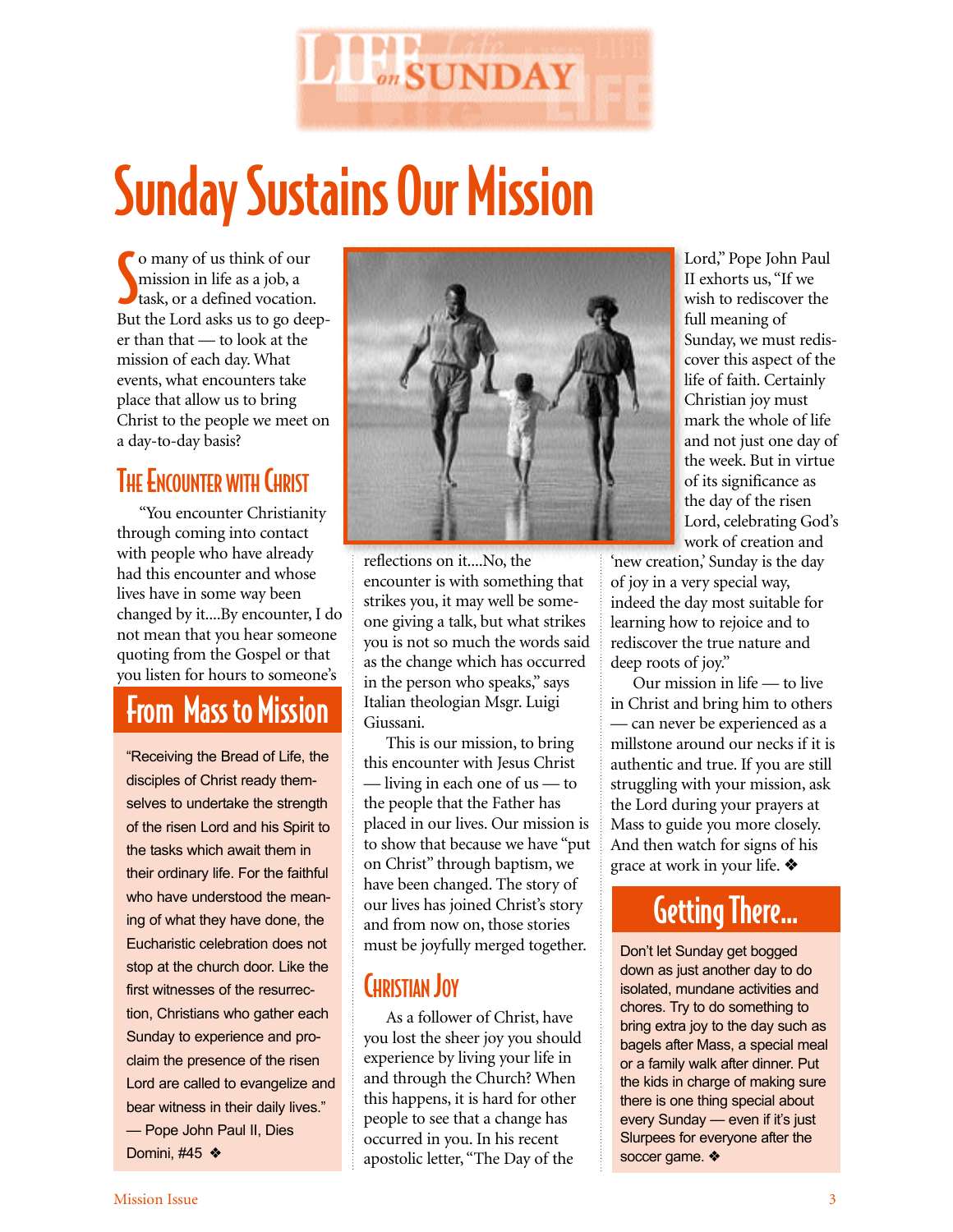# Sunday Sustains Our Mission

So many of us think of our mission in life as a job, a task, or a defined vocation. But the Lord asks us to go deeper than that — to look at the mission of each day. What events, what encounters take place that allow us to bring Christ to the people we meet on a day-to-day basis?

## The Encounter with Christ

"You encounter Christianity through coming into contact with people who have already had this encounter and whose lives have in some way been changed by it....By encounter, I do not mean that you hear someone quoting from the Gospel or that you listen for hours to someone's reflections on it....No, the encounter is with something that strikes you, it may well be someone giving a talk, but what strikes you is not so much the words said as the change which has occurred in the person who speaks," says Italian theologian Msgr. Luigi Giussani.

This is our mission, to bring this encounter with Jesus Christ — living in each one of us — to the people that the Father has placed in our lives. Our mission is to show that because we have "put on Christ" through baptism, we have been changed. The story of our lives has joined Christ's story and from now on, those stories must be joyfully merged together.

## Christian Joy

As a follower of Christ, have you lost the sheer joy you should experience by living your life in and through the Church? When this happens, it is hard for other people to see that a change has occurred in you. In his recent apostolic letter, "The Day of the Lord," Pope John Paul II exhorts us, "If we wish to rediscover the full meaning of Sunday, we must rediscover this aspect of the life of faith. Certainly Christian joy must mark the whole of life and not just one day of the week. But in virtue of its significance as the day of the risen Lord, celebrating God's work of creation and 'new creation,' Sunday is the day of joy in a very special way, indeed the day most suitable for learning how to rejoice and to rediscover the true nature and deep roots of joy."

Our mission in life — to live in Christ and bring him to others — can never be experienced as a millstone around our necks if it is authentic and true. If you are still struggling with your mission, ask the Lord during your prayers at Mass to guide you more closely. And then watch for signs of his grace at work in your life. ❖

## From Mass to Mission

"Receiving the Bread of Life, the disciples of Christ ready themselves to undertake the strength of the risen Lord and his Spirit to the tasks which await them in their ordinary life. For the faithful who have understood the meaning of what they have done, the Eucharistic celebration does not stop at the church door. Like the first witnesses of the resurrection, Christians who gather each Sunday to experience and proclaim the presence of the risen Lord are called to evangelize and bear witness in their daily lives."
— Pope John Paul II, Dies Domini, #45 ❖

## Getting There...

Don't let Sunday get bogged down as just another day to do isolated, mundane activities and chores. Try to do something to bring extra joy to the day such as bagels after Mass, a special meal or a family walk after dinner. Put the kids in charge of making sure there is one thing special about every Sunday — even if it's just Slurpees for everyone after the soccer game. ❖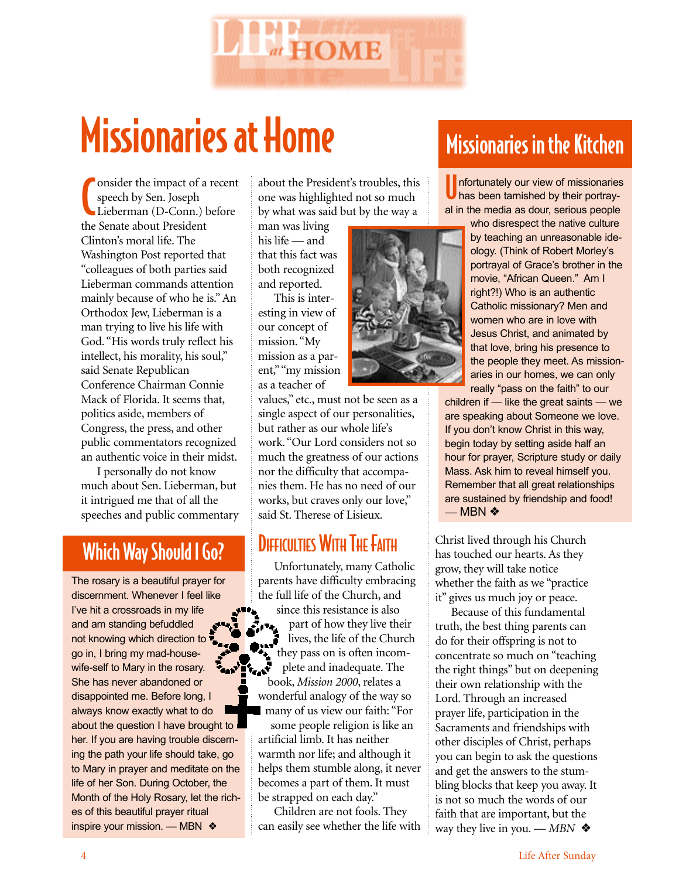# Missionaries at Home

Consider the impact of a recent speech by Sen. Joseph Lieberman (D-Conn.) before the Senate about President Clinton's moral life. The Washington Post reported that "colleagues of both parties said Lieberman commands attention mainly because of who he is." An Orthodox Jew, Lieberman is a man trying to live his life with God. "His words truly reflect his intellect, his morality, his soul," said Senate Republican Conference Chairman Connie Mack of Florida. It seems that, politics aside, members of Congress, the press, and other public commentators recognized an authentic voice in their midst.

I personally do not know much about Sen. Lieberman, but it intrigued me that of all the speeches and public commentary about the President's troubles, this one was highlighted not so much by what was said but by the way a man was living his life — and that this fact was both recognized and reported.

This is interesting in view of our concept of mission. "My mission as a parent," "my mission as a teacher of values," etc., must not be seen as a single aspect of our personalities, but rather as our whole life's work. "Our Lord considers not so much the greatness of our actions nor the difficulty that accompanies them. He has no need of our works, but craves only our love," said St. Therese of Lisieux.

## Difficulties With The Faith

Unfortunately, many Catholic parents have difficulty embracing the full life of the Church, and since this resistance is also part of how they live their lives, the life of the Church they pass on is often incomplete and inadequate. The book, *Mission 2000*, relates a wonderful analogy of the way so many of us view our faith: "For some people religion is like an artificial limb. It has neither warmth nor life; and although it helps them stumble along, it never becomes a part of them. It must be strapped on each day."

Children are not fools. They can easily see whether the life with Christ lived through his Church has touched our hearts. As they grow, they will take notice whether the faith as we "practice it" gives us much joy or peace.

Because of this fundamental truth, the best thing parents can do for their offspring is not to concentrate so much on "teaching the right things" but on deepening their own relationship with the Lord. Through an increased prayer life, participation in the Sacraments and friendships with other disciples of Christ, perhaps you can begin to ask the questions and get the answers to the stumbling blocks that keep you away. It is not so much the words of our faith that are important, but the way they live in you. — *MBN* ❖

## Which Way Should I Go?

The rosary is a beautiful prayer for discernment. Whenever I feel like I've hit a crossroads in my life and am standing befuddled not knowing which direction to go in, I bring my mad-housewife-self to Mary in the rosary. She has never abandoned or disappointed me. Before long, I always know exactly what to do about the question I have brought to her. If you are having trouble discerning the path your life should take, go to Mary in prayer and meditate on the life of her Son. During October, the Month of the Holy Rosary, let the riches of this beautiful prayer ritual inspire your mission. — MBN ❖

## Missionaries in the Kitchen

Unfortunately our view of missionaries has been tarnished by their portrayal in the media as dour, serious people who disrespect the native culture by teaching an unreasonable ideology. (Think of Robert Morley's portrayal of Grace's brother in the movie, "African Queen." Am I right?!) Who is an authentic Catholic missionary? Men and women who are in love with Jesus Christ, and animated by that love, bring his presence to the people they meet. As missionaries in our homes, we can only really "pass on the faith" to our children if — like the great saints — we are speaking about Someone we love. If you don't know Christ in this way, begin today by setting aside half an hour for prayer, Scripture study or daily Mass. Ask him to reveal himself you. Remember that all great relationships are sustained by friendship and food! — MBN ❖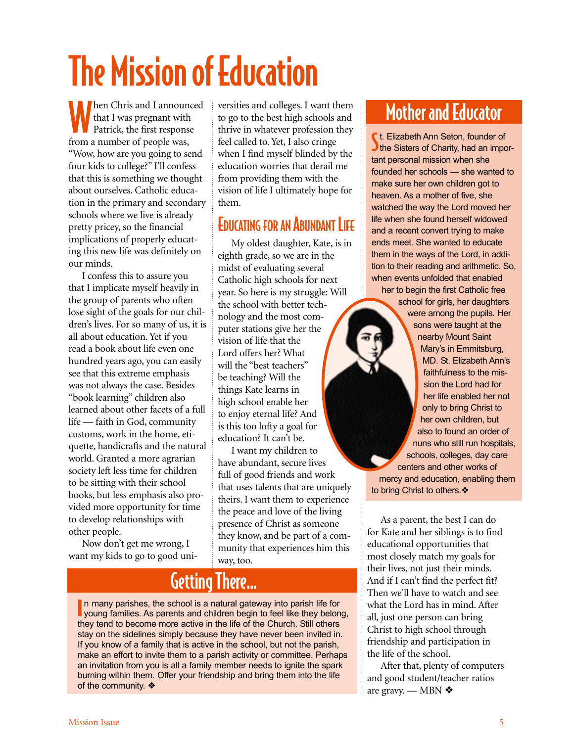# The Mission of Education

When Chris and I announced that I was pregnant with Patrick, the first response from a number of people was, "Wow, how are you going to send four kids to college?" I'll confess that this is something we thought about ourselves. Catholic education in the primary and secondary schools where we live is already pretty pricey, so the financial implications of properly educating this new life was definitely on our minds.

I confess this to assure you that I implicate myself heavily in the group of parents who often lose sight of the goals for our children's lives. For so many of us, it is all about education. Yet if you read a book about life even one hundred years ago, you can easily see that this extreme emphasis was not always the case. Besides "book learning" children also learned about other facets of a full life — faith in God, community customs, work in the home, etiquette, handicrafts and the natural world. Granted a more agrarian society left less time for children to be sitting with their school books, but less emphasis also provided more opportunity for time to develop relationships with other people.

Now don't get me wrong, I want my kids to go to good universities and colleges. I want them to go to the best high schools and thrive in whatever profession they feel called to. Yet, I also cringe when I find myself blinded by the education worries that derail me from providing them with the vision of life I ultimately hope for them.

## Educating for an Abundant Life

My oldest daughter, Kate, is in eighth grade, so we are in the midst of evaluating several Catholic high schools for next year. So here is my struggle: Will the school with better technology and the most computer stations give her the vision of life that the Lord offers her? What will the "best teachers" be teaching? Will the things Kate learns in high school enable her to enjoy eternal life? And is this too lofty a goal for education? It can't be.

I want my children to have abundant, secure lives full of good friends and work that uses talents that are uniquely theirs. I want them to experience the peace and love of the living presence of Christ as someone they know, and be part of a community that experiences him this way, too.

As a parent, the best I can do for Kate and her siblings is to find educational opportunities that most closely match my goals for their lives, not just their minds. And if I can't find the perfect fit? Then we'll have to watch and see what the Lord has in mind. After all, just one person can bring Christ to high school through friendship and participation in the life of the school.

After that, plenty of computers and good student/teacher ratios are gravy. — MBN ❖

## Mother and Educator

St. Elizabeth Ann Seton, founder of the Sisters of Charity, had an important personal mission when she founded her schools — she wanted to make sure her own children got to heaven. As a mother of five, she watched the way the Lord moved her life when she found herself widowed and a recent convert trying to make ends meet. She wanted to educate them in the ways of the Lord, in addition to their reading and arithmetic. So, when events unfolded that enabled her to begin the first Catholic free school for girls, her daughters were among the pupils. Her sons were taught at the nearby Mount Saint Mary's in Emmitsburg, MD. St. Elizabeth Ann's faithfulness to the mission the Lord had for her life enabled her not only to bring Christ to her own children, but also to found an order of nuns who still run hospitals, schools, colleges, day care centers and other works of mercy and education, enabling them to bring Christ to others.❖

## Getting There...

In many parishes, the school is a natural gateway into parish life for young families. As parents and children begin to feel like they belong, they tend to become more active in the life of the Church. Still others stay on the sidelines simply because they have never been invited in. If you know of a family that is active in the school, but not the parish, make an effort to invite them to a parish activity or committee. Perhaps an invitation from you is all a family member needs to ignite the spark burning within them. Offer your friendship and bring them into the life of the community. ❖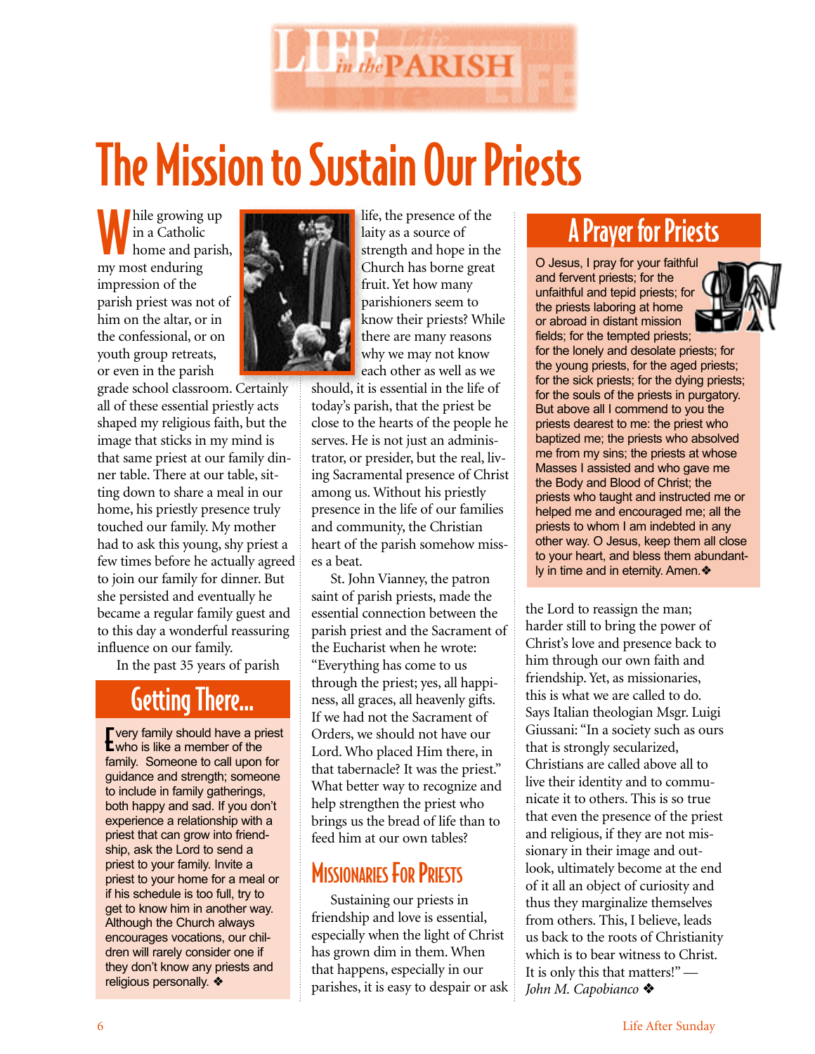# The Mission to Sustain Our Priests

While growing up in a Catholic home and parish, my most enduring impression of the parish priest was not of him on the altar, or in the confessional, or on youth group retreats, or even in the parish grade school classroom. Certainly all of these essential priestly acts shaped my religious faith, but the image that sticks in my mind is that same priest at our family dinner table. There at our table, sitting down to share a meal in our home, his priestly presence truly touched our family. My mother had to ask this young, shy priest a few times before he actually agreed to join our family for dinner. But she persisted and eventually he became a regular family guest and to this day a wonderful reassuring influence on our family.

In the past 35 years of parish life, the presence of the laity as a source of strength and hope in the Church has borne great fruit. Yet how many parishioners seem to know their priests? While there are many reasons why we may not know each other as well as we should, it is essential in the life of today's parish, that the priest be close to the hearts of the people he serves. He is not just an administrator, or presider, but the real, living Sacramental presence of Christ among us. Without his priestly presence in the life of our families and community, the Christian heart of the parish somehow misses a beat.

St. John Vianney, the patron saint of parish priests, made the essential connection between the parish priest and the Sacrament of the Eucharist when he wrote: "Everything has come to us through the priest; yes, all happiness, all graces, all heavenly gifts. If we had not the Sacrament of Orders, we should not have our Lord. Who placed Him there, in that tabernacle? It was the priest." What better way to recognize and help strengthen the priest who brings us the bread of life than to feed him at our own tables?

## Getting There...

Every family should have a priest who is like a member of the family. Someone to call upon for guidance and strength; someone to include in family gatherings, both happy and sad. If you don't experience a relationship with a priest that can grow into friendship, ask the Lord to send a priest to your family. Invite a priest to your home for a meal or if his schedule is too full, try to get to know him in another way. Although the Church always encourages vocations, our children will rarely consider one if they don't know any priests and religious personally. ❖

## Missionaries For Priests

Sustaining our priests in friendship and love is essential, especially when the light of Christ has grown dim in them. When that happens, especially in our parishes, it is easy to despair or ask the Lord to reassign the man; harder still to bring the power of Christ's love and presence back to him through our own faith and friendship. Yet, as missionaries, this is what we are called to do. Says Italian theologian Msgr. Luigi Giussani: "In a society such as ours that is strongly secularized, Christians are called above all to live their identity and to communicate it to others. This is so true that even the presence of the priest and religious, if they are not missionary in their image and outlook, ultimately become at the end of it all an object of curiosity and thus they marginalize themselves from others. This, I believe, leads us back to the roots of Christianity which is to bear witness to Christ. It is only this that matters!" — *John M. Capobianco* ❖

## A Prayer for Priests

O Jesus, I pray for your faithful and fervent priests; for the unfaithful and tepid priests; for the priests laboring at home or abroad in distant mission fields; for the tempted priests; for the lonely and desolate priests; for the young priests, for the aged priests; for the sick priests; for the dying priests; for the souls of the priests in purgatory. But above all I commend to you the priests dearest to me: the priest who baptized me; the priests who absolved me from my sins; the priests at whose Masses I assisted and who gave me the Body and Blood of Christ; the priests who taught and instructed me or helped me and encouraged me; all the priests to whom I am indebted in any other way. O Jesus, keep them all close to your heart, and bless them abundantly in time and in eternity. Amen.❖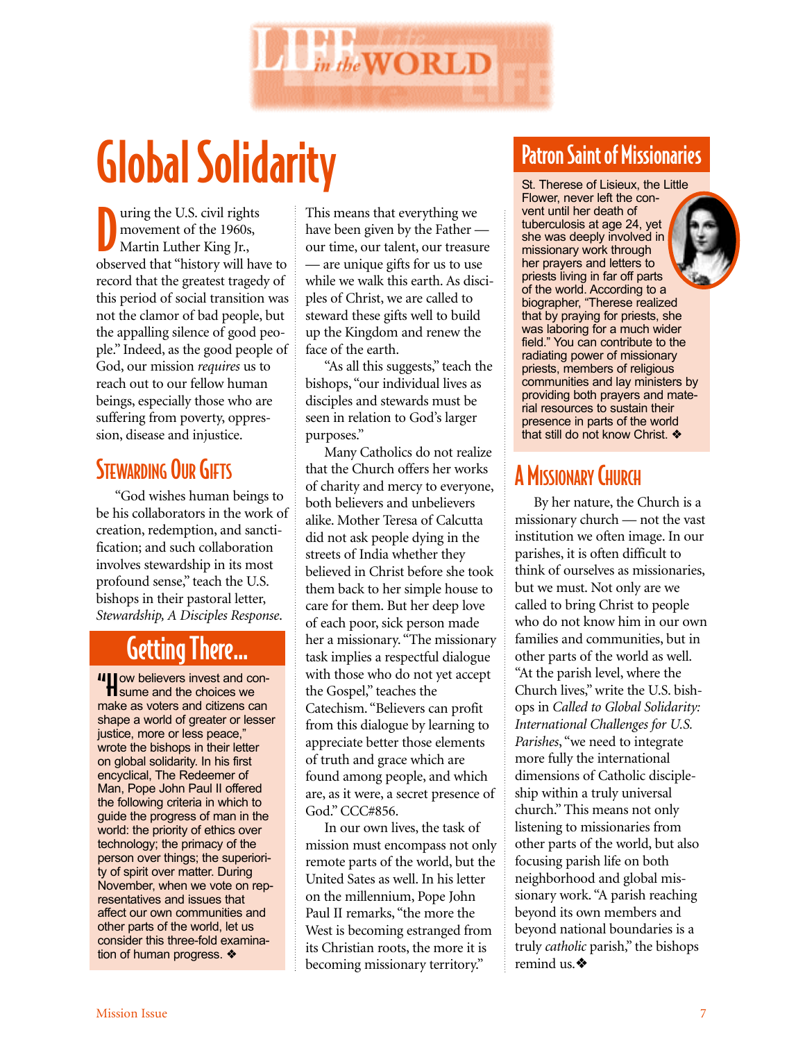# Global Solidarity

During the U.S. civil rights movement of the 1960s, Martin Luther King Jr., observed that "history will have to record that the greatest tragedy of this period of social transition was not the clamor of bad people, but the appalling silence of good people." Indeed, as the good people of God, our mission *requires* us to reach out to our fellow human beings, especially those who are suffering from poverty, oppression, disease and injustice.

## Stewarding Our Gifts

"God wishes human beings to be his collaborators in the work of creation, redemption, and sanctification; and such collaboration involves stewardship in its most profound sense," teach the U.S. bishops in their pastoral letter, *Stewardship, A Disciples Response*.

## Getting There...

"How believers invest and consume and the choices we make as voters and citizens can shape a world of greater or lesser justice, more or less peace," wrote the bishops in their letter on global solidarity. In his first encyclical, The Redeemer of Man, Pope John Paul II offered the following criteria in which to guide the progress of man in the world: the priority of ethics over technology; the primacy of the person over things; the superiority of spirit over matter. During November, when we vote on representatives and issues that affect our own communities and other parts of the world, let us consider this three-fold examination of human progress. ❖

This means that everything we have been given by the Father — our time, our talent, our treasure — are unique gifts for us to use while we walk this earth. As disciples of Christ, we are called to steward these gifts well to build up the Kingdom and renew the face of the earth.

"As all this suggests," teach the bishops, "our individual lives as disciples and stewards must be seen in relation to God's larger purposes."

Many Catholics do not realize that the Church offers her works of charity and mercy to everyone, both believers and unbelievers alike. Mother Teresa of Calcutta did not ask people dying in the streets of India whether they believed in Christ before she took them back to her simple house to care for them. But her deep love of each poor, sick person made her a missionary. "The missionary task implies a respectful dialogue with those who do not yet accept the Gospel," teaches the Catechism. "Believers can profit from this dialogue by learning to appreciate better those elements of truth and grace which are found among people, and which are, as it were, a secret presence of God." CCC#856.

In our own lives, the task of mission must encompass not only remote parts of the world, but the United Sates as well. In his letter on the millennium, Pope John Paul II remarks, "the more the West is becoming estranged from its Christian roots, the more it is becoming missionary territory."

## Patron Saint of Missionaries

St. Therese of Lisieux, the Little Flower, never left the convent until her death of tuberculosis at age 24, yet she was deeply involved in missionary work through her prayers and letters to priests living in far off parts of the world. According to a biographer, "Therese realized that by praying for priests, she was laboring for a much wider field." You can contribute to the radiating power of missionary priests, members of religious communities and lay ministers by providing both prayers and material resources to sustain their presence in parts of the world that still do not know Christ. ❖

## A Missionary Church

By her nature, the Church is a missionary church — not the vast institution we often image. In our parishes, it is often difficult to think of ourselves as missionaries, but we must. Not only are we called to bring Christ to people who do not know him in our own families and communities, but in other parts of the world as well. "At the parish level, where the Church lives," write the U.S. bishops in *Called to Global Solidarity: International Challenges for U.S. Parishes*, "we need to integrate more fully the international dimensions of Catholic discipleship within a truly universal church." This means not only listening to missionaries from other parts of the world, but also focusing parish life on both neighborhood and global missionary work. "A parish reaching beyond its own members and beyond national boundaries is a truly *catholic* parish," the bishops remind us.❖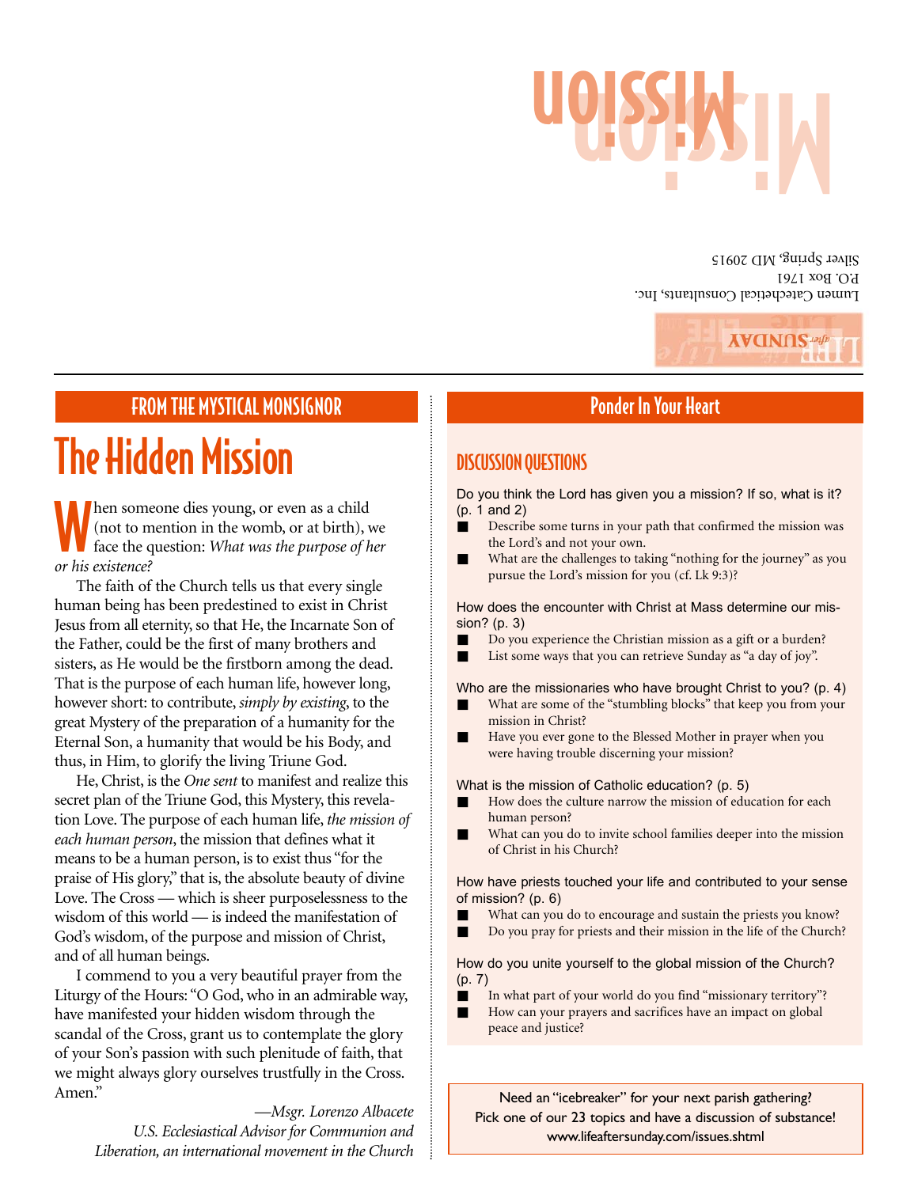Lumen Catechetical Consultants, Inc.
P.O. Box 1761
Silver Spring, MD 20915

## FROM THE MYSTICAL MONSIGNOR

# The Hidden Mission

When someone dies young, or even as a child (not to mention in the womb, or at birth), we face the question: *What was the purpose of her or his existence?*

The faith of the Church tells us that every single human being has been predestined to exist in Christ Jesus from all eternity, so that He, the Incarnate Son of the Father, could be the first of many brothers and sisters, as He would be the firstborn among the dead. That is the purpose of each human life, however long, however short: to contribute, *simply by existing*, to the great Mystery of the preparation of a humanity for the Eternal Son, a humanity that would be his Body, and thus, in Him, to glorify the living Triune God.

He, Christ, is the *One sent* to manifest and realize this secret plan of the Triune God, this Mystery, this revelation Love. The purpose of each human life, *the mission of each human person*, the mission that defines what it means to be a human person, is to exist thus "for the praise of His glory," that is, the absolute beauty of divine Love. The Cross — which is sheer purposelessness to the wisdom of this world — is indeed the manifestation of God's wisdom, of the purpose and mission of Christ, and of all human beings.

I commend to you a very beautiful prayer from the Liturgy of the Hours: "O God, who in an admirable way, have manifested your hidden wisdom through the scandal of the Cross, grant us to contemplate the glory of your Son's passion with such plenitude of faith, that we might always glory ourselves trustfully in the Cross. Amen."

—*Msgr. Lorenzo Albacete*
*U.S. Ecclesiastical Advisor for Communion and Liberation, an international movement in the Church*

## Ponder In Your Heart

### DISCUSSION QUESTIONS

Do you think the Lord has given you a mission? If so, what is it? (p. 1 and 2)

- Describe some turns in your path that confirmed the mission was the Lord's and not your own.
- What are the challenges to taking "nothing for the journey" as you pursue the Lord's mission for you (cf. Lk 9:3)?

How does the encounter with Christ at Mass determine our mission? (p. 3)

- Do you experience the Christian mission as a gift or a burden?
- List some ways that you can retrieve Sunday as "a day of joy".

Who are the missionaries who have brought Christ to you? (p. 4)

- What are some of the "stumbling blocks" that keep you from your mission in Christ?
- Have you ever gone to the Blessed Mother in prayer when you were having trouble discerning your mission?

What is the mission of Catholic education? (p. 5)

- How does the culture narrow the mission of education for each human person?
- What can you do to invite school families deeper into the mission of Christ in his Church?

How have priests touched your life and contributed to your sense of mission? (p. 6)

- What can you do to encourage and sustain the priests you know?
- Do you pray for priests and their mission in the life of the Church?

How do you unite yourself to the global mission of the Church? (p. 7)

- In what part of your world do you find "missionary territory"?
- How can your prayers and sacrifices have an impact on global peace and justice?

Need an "icebreaker" for your next parish gathering?
Pick one of our 23 topics and have a discussion of substance!
www.lifeaftersunday.com/issues.shtml